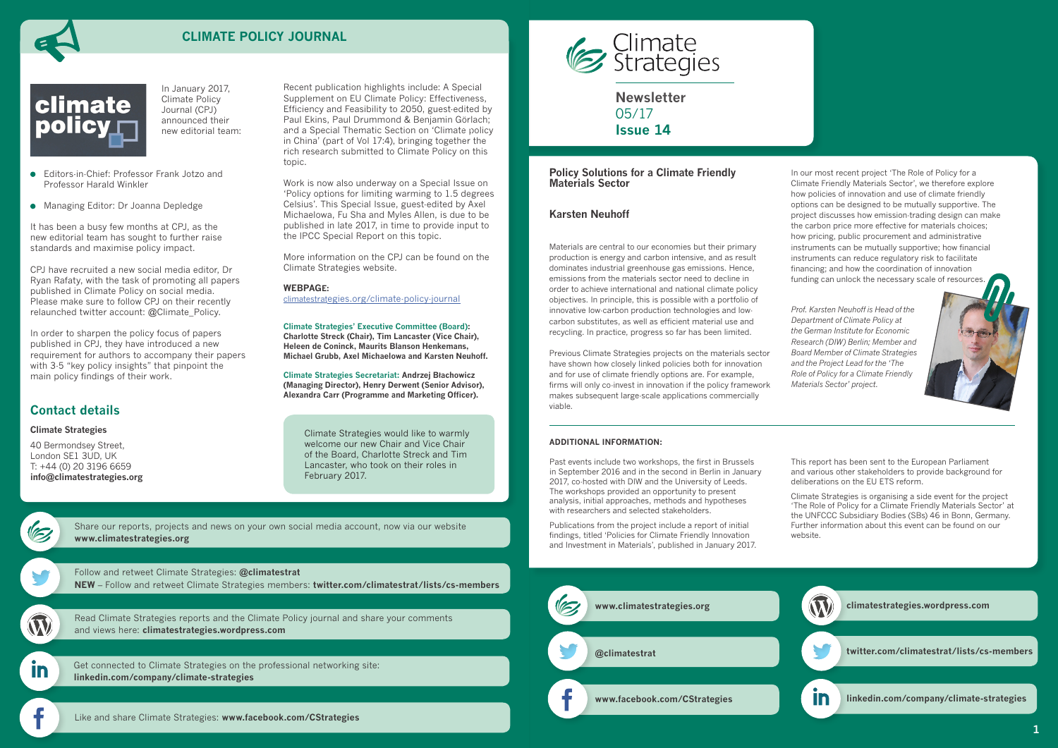# Climate Strategies

## Newsletter
05/17
**Issue 14**

### Policy Solutions for a Climate Friendly Materials Sector

**Karsten Neuhoff**

Materials are central to our economies but their primary production is energy and carbon intensive, and as result dominates industrial greenhouse gas emissions. Hence, emissions from the materials sector need to decline in order to achieve international and national climate policy objectives. In principle, this is possible with a portfolio of innovative low-carbon production technologies and low-carbon substitutes, as well as efficient material use and recycling. In practice, progress so far has been limited.

Previous Climate Strategies projects on the materials sector have shown how closely linked policies both for innovation and for use of climate friendly options are. For example, firms will only co-invest in innovation if the policy framework makes subsequent large-scale applications commercially viable.

In our most recent project 'The Role of Policy for a Climate Friendly Materials Sector', we therefore explore how policies of innovation and use of climate friendly options can be designed to be mutually supportive. The project discusses how emission-trading design can make the carbon price more effective for materials choices; how pricing, public procurement and administrative instruments can be mutually supportive; how financial instruments can reduce regulatory risk to facilitate financing; and how the coordination of innovation funding can unlock the necessary scale of resources.

*Prof. Karsten Neuhoff is Head of the Department of Climate Policy at the German Institute for Economic Research (DIW) Berlin; Member and Board Member of Climate Strategies and the Project Lead for the 'The Role of Policy for a Climate Friendly Materials Sector' project.*

**ADDITIONAL INFORMATION:**

Past events include two workshops, the first in Brussels in September 2016 and in the second in Berlin in January 2017, co-hosted with DIW and the University of Leeds. The workshops provided an opportunity to present analysis, initial approaches, methods and hypotheses with researchers and selected stakeholders.

Publications from the project include a report of initial findings, titled 'Policies for Climate Friendly Innovation and Investment in Materials', published in January 2017.

This report has been sent to the European Parliament and various other stakeholders to provide background for deliberations on the EU ETS reform.

Climate Strategies is organising a side event for the project 'The Role of Policy for a Climate Friendly Materials Sector' at the UNFCCC Subsidiary Bodies (SBs) 46 in Bonn, Germany. Further information about this event can be found on our website.

**www.climatestrategies.org**

**climatestrategies.wordpress.com**

**@climatestrat**

**twitter.com/climatestrat/lists/cs-members**

**www.facebook.com/CStrategies**

**linkedin.com/company/climate-strategies**

## CLIMATE POLICY JOURNAL

In January 2017, Climate Policy Journal (CPJ) announced their new editorial team:

- Editors-in-Chief: Professor Frank Jotzo and Professor Harald Winkler
- Managing Editor: Dr Joanna Depledge

It has been a busy few months at CPJ, as the new editorial team has sought to further raise standards and maximise policy impact.

CPJ have recruited a new social media editor, Dr Ryan Rafaty, with the task of promoting all papers published in Climate Policy on social media. Please make sure to follow CPJ on their recently relaunched twitter account: @Climate_Policy.

In order to sharpen the policy focus of papers published in CPJ, they have introduced a new requirement for authors to accompany their papers with 3-5 "key policy insights" that pinpoint the main policy findings of their work.

Recent publication highlights include: A Special Supplement on EU Climate Policy: Effectiveness, Efficiency and Feasibility to 2050, guest-edited by Paul Ekins, Paul Drummond & Benjamin Görlach; and a Special Thematic Section on 'Climate policy in China' (part of Vol 17:4), bringing together the rich research submitted to Climate Policy on this topic.

Work is now also underway on a Special Issue on 'Policy options for limiting warming to 1.5 degrees Celsius'. This Special Issue, guest-edited by Axel Michaelowa, Fu Sha and Myles Allen, is due to be published in late 2017, in time to provide input to the IPCC Special Report on this topic.

More information on the CPJ can be found on the Climate Strategies website.

**WEBPAGE:**
climatestrategies.org/climate-policy-journal

**Climate Strategies' Executive Committee (Board):** **Charlotte Streck (Chair), Tim Lancaster (Vice Chair), Heleen de Coninck, Maurits Blanson Henkemans, Michael Grubb, Axel Michaelowa and Karsten Neuhoff.**

**Climate Strategies Secretariat:** **Andrzej Błachowicz (Managing Director), Henry Derwent (Senior Advisor), Alexandra Carr (Programme and Marketing Officer).**

Climate Strategies would like to warmly welcome our new Chair and Vice Chair of the Board, Charlotte Streck and Tim Lancaster, who took on their roles in February 2017.

## Contact details

**Climate Strategies**

40 Bermondsey Street,
London SE1 3UD, UK
T: +44 (0) 20 3196 6659
**info@climatestrategies.org**

Share our reports, projects and news on your own social media account, now via our website **www.climatestrategies.org**

Follow and retweet Climate Strategies: **@climatestrat**
**NEW** – Follow and retweet Climate Strategies members: **twitter.com/climatestrat/lists/cs-members**

Read Climate Strategies reports and the Climate Policy journal and share your comments and views here: **climatestrategies.wordpress.com**

Get connected to Climate Strategies on the professional networking site: **linkedin.com/company/climate-strategies**

Like and share Climate Strategies: **www.facebook.com/CStrategies**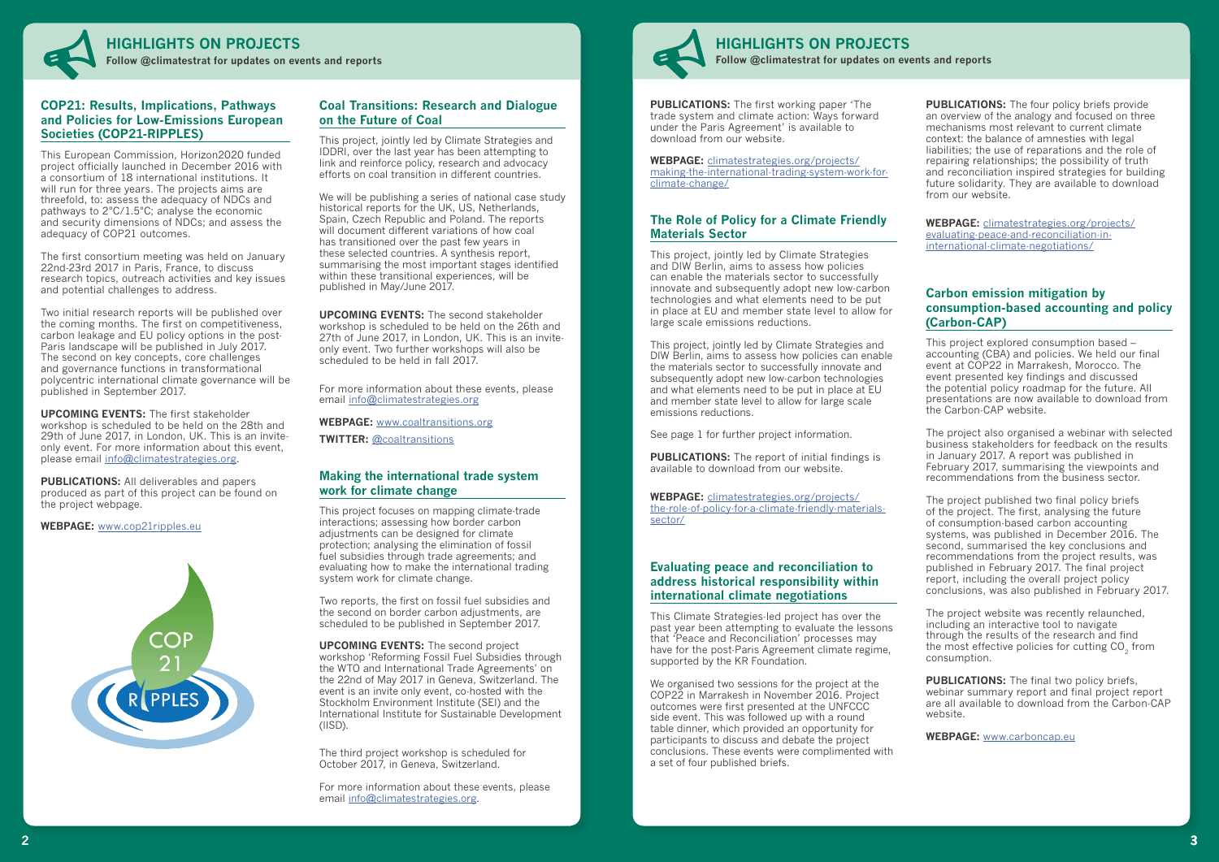# HIGHLIGHTS ON PROJECTS

**Follow @climatestrat for updates on events and reports**

## COP21: Results, Implications, Pathways and Policies for Low-Emissions European Societies (COP21-RIPPLES)

This European Commission, Horizon2020 funded project officially launched in December 2016 with a consortium of 18 international institutions. It will run for three years. The projects aims are threefold, to: assess the adequacy of NDCs and pathways to 2°C/1.5°C; analyse the economic and security dimensions of NDCs; and assess the adequacy of COP21 outcomes.

The first consortium meeting was held on January 22nd-23rd 2017 in Paris, France, to discuss research topics, outreach activities and key issues and potential challenges to address.

Two initial research reports will be published over the coming months. The first on competitiveness, carbon leakage and EU policy options in the post-Paris landscape will be published in July 2017. The second on key concepts, core challenges and governance functions in transformational polycentric international climate governance will be published in September 2017.

**UPCOMING EVENTS:** The first stakeholder workshop is scheduled to be held on the 28th and 29th of June 2017, in London, UK. This is an invite-only event. For more information about this event, please email info@climatestrategies.org.

**PUBLICATIONS:** All deliverables and papers produced as part of this project can be found on the project webpage.

**WEBPAGE:** www.cop21ripples.eu

COP 21 RIPPLES

## Coal Transitions: Research and Dialogue on the Future of Coal

This project, jointly led by Climate Strategies and IDDRI, over the last year has been attempting to link and reinforce policy, research and advocacy efforts on coal transition in different countries.

We will be publishing a series of national case study historical reports for the UK, US, Netherlands, Spain, Czech Republic and Poland. The reports will document different variations of how coal has transitioned over the past few years in these selected countries. A synthesis report, summarising the most important stages identified within these transitional experiences, will be published in May/June 2017.

**UPCOMING EVENTS:** The second stakeholder workshop is scheduled to be held on the 26th and 27th of June 2017, in London, UK. This is an invite-only event. Two further workshops will also be scheduled to be held in fall 2017.

For more information about these events, please email info@climatestrategies.org

**WEBPAGE:** www.coaltransitions.org

**TWITTER:** @coaltransitions

## Making the international trade system work for climate change

This project focuses on mapping climate-trade interactions; assessing how border carbon adjustments can be designed for climate protection; analysing the elimination of fossil fuel subsidies through trade agreements; and evaluating how to make the international trading system work for climate change.

Two reports, the first on fossil fuel subsidies and the second on border carbon adjustments, are scheduled to be published in September 2017.

**UPCOMING EVENTS:** The second project workshop 'Reforming Fossil Fuel Subsidies through the WTO and International Trade Agreements' on the 22nd of May 2017 in Geneva, Switzerland. The event is an invite only event, co-hosted with the Stockholm Environment Institute (SEI) and the International Institute for Sustainable Development (IISD).

The third project workshop is scheduled for October 2017, in Geneva, Switzerland.

For more information about these events, please email info@climatestrategies.org.

**PUBLICATIONS:** The first working paper 'The trade system and climate action: Ways forward under the Paris Agreement' is available to download from our website.

**WEBPAGE:** climatestrategies.org/projects/making-the-international-trading-system-work-for-climate-change/

## The Role of Policy for a Climate Friendly Materials Sector

This project, jointly led by Climate Strategies and DIW Berlin, aims to assess how policies can enable the materials sector to successfully innovate and subsequently adopt new low-carbon technologies and what elements need to be put in place at EU and member state level to allow for large scale emissions reductions.

This project, jointly led by Climate Strategies and DIW Berlin, aims to assess how policies can enable the materials sector to successfully innovate and subsequently adopt new low-carbon technologies and what elements need to be put in place at EU and member state level to allow for large scale emissions reductions.

See page 1 for further project information.

**PUBLICATIONS:** The report of initial findings is available to download from our website.

**WEBPAGE:** climatestrategies.org/projects/the-role-of-policy-for-a-climate-friendly-materials-sector/

## Evaluating peace and reconciliation to address historical responsibility within international climate negotiations

This Climate Strategies-led project has over the past year been attempting to evaluate the lessons that 'Peace and Reconciliation' processes may have for the post-Paris Agreement climate regime, supported by the KR Foundation.

We organised two sessions for the project at the COP22 in Marrakesh in November 2016. Project outcomes were first presented at the UNFCCC side event. This was followed up with a round table dinner, which provided an opportunity for participants to discuss and debate the project conclusions. These events were complimented with a set of four published briefs.

**PUBLICATIONS:** The four policy briefs provide an overview of the analogy and focused on three mechanisms most relevant to current climate context: the balance of amnesties with legal liabilities; the use of reparations and the role of repairing relationships; the possibility of truth and reconciliation inspired strategies for building future solidarity. They are available to download from our website.

**WEBPAGE:** climatestrategies.org/projects/evaluating-peace-and-reconciliation-in-international-climate-negotiations/

## Carbon emission mitigation by consumption-based accounting and policy (Carbon-CAP)

This project explored consumption based – accounting (CBA) and policies. We held our final event at COP22 in Marrakesh, Morocco. The event presented key findings and discussed the potential policy roadmap for the future. All presentations are now available to download from the Carbon-CAP website.

The project also organised a webinar with selected business stakeholders for feedback on the results in January 2017. A report was published in February 2017, summarising the viewpoints and recommendations from the business sector.

The project published two final policy briefs of the project. The first, analysing the future of consumption-based carbon accounting systems, was published in December 2016. The second, summarised the key conclusions and recommendations from the project results, was published in February 2017. The final project report, including the overall project policy conclusions, was also published in February 2017.

The project website was recently relaunched, including an interactive tool to navigate through the results of the research and find the most effective policies for cutting $CO_2$ from consumption.

**PUBLICATIONS:** The final two policy briefs, webinar summary report and final project report are all available to download from the Carbon-CAP website.

**WEBPAGE:** www.carboncap.eu